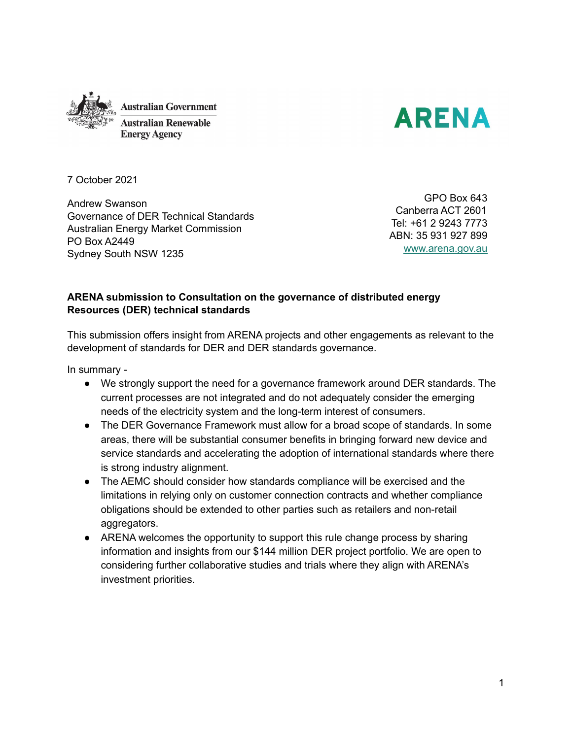Australian Government
Australian Renewable Energy Agency

ARENA

7 October 2021

Andrew Swanson
Governance of DER Technical Standards
Australian Energy Market Commission
PO Box A2449
Sydney South NSW 1235

GPO Box 643
Canberra ACT 2601
Tel: +61 2 9243 7773
ABN: 35 931 927 899
www.arena.gov.au

**ARENA submission to Consultation on the governance of distributed energy Resources (DER) technical standards**

This submission offers insight from ARENA projects and other engagements as relevant to the development of standards for DER and DER standards governance.

In summary -

- We strongly support the need for a governance framework around DER standards. The current processes are not integrated and do not adequately consider the emerging needs of the electricity system and the long-term interest of consumers.
- The DER Governance Framework must allow for a broad scope of standards. In some areas, there will be substantial consumer benefits in bringing forward new device and service standards and accelerating the adoption of international standards where there is strong industry alignment.
- The AEMC should consider how standards compliance will be exercised and the limitations in relying only on customer connection contracts and whether compliance obligations should be extended to other parties such as retailers and non-retail aggregators.
- ARENA welcomes the opportunity to support this rule change process by sharing information and insights from our $144 million DER project portfolio. We are open to considering further collaborative studies and trials where they align with ARENA's investment priorities.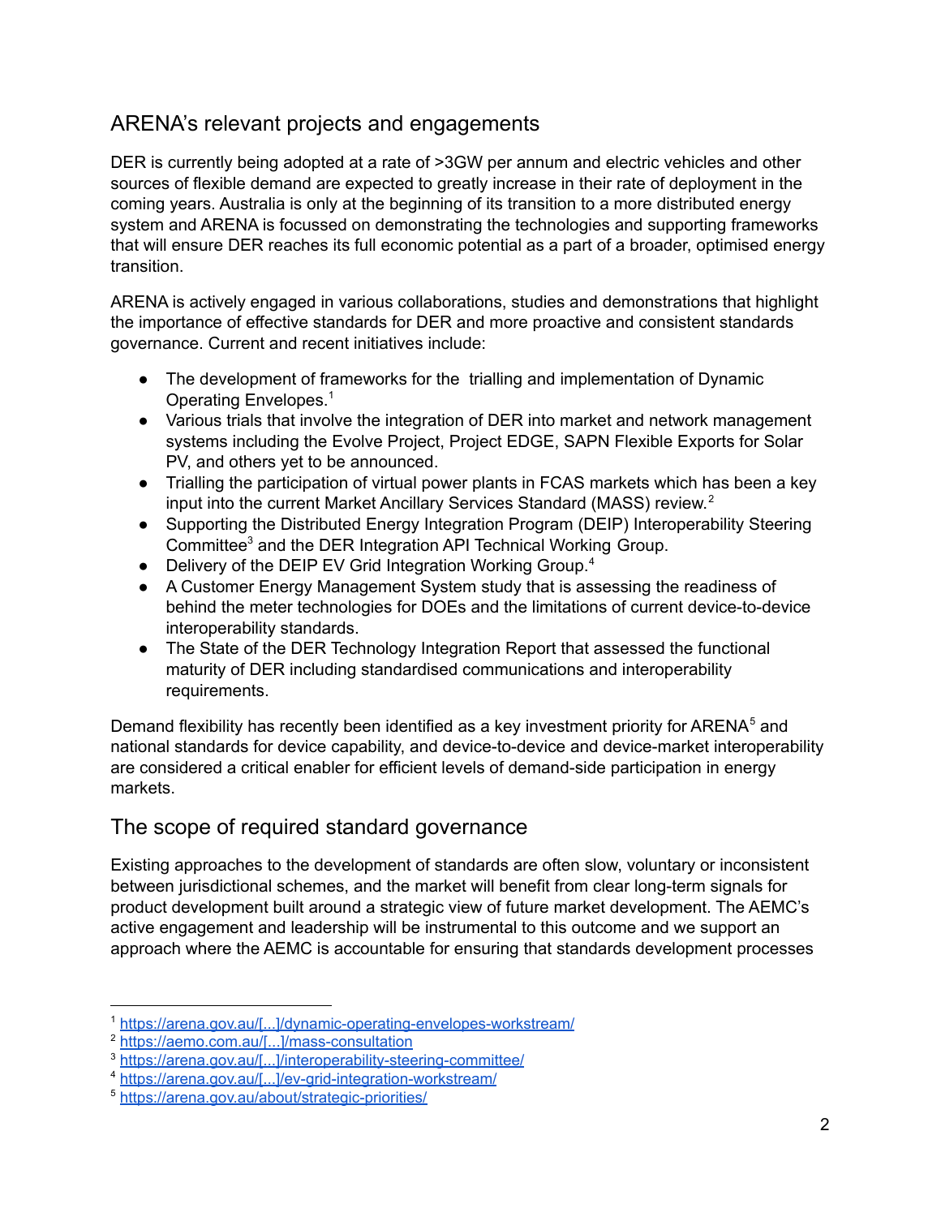## ARENA's relevant projects and engagements

DER is currently being adopted at a rate of >3GW per annum and electric vehicles and other sources of flexible demand are expected to greatly increase in their rate of deployment in the coming years. Australia is only at the beginning of its transition to a more distributed energy system and ARENA is focussed on demonstrating the technologies and supporting frameworks that will ensure DER reaches its full economic potential as a part of a broader, optimised energy transition.

ARENA is actively engaged in various collaborations, studies and demonstrations that highlight the importance of effective standards for DER and more proactive and consistent standards governance. Current and recent initiatives include:

- The development of frameworks for the trialling and implementation of Dynamic Operating Envelopes.[1]
- Various trials that involve the integration of DER into market and network management systems including the Evolve Project, Project EDGE, SAPN Flexible Exports for Solar PV, and others yet to be announced.
- Trialling the participation of virtual power plants in FCAS markets which has been a key input into the current Market Ancillary Services Standard (MASS) review.[2]
- Supporting the Distributed Energy Integration Program (DEIP) Interoperability Steering Committee[3] and the DER Integration API Technical Working Group.
- Delivery of the DEIP EV Grid Integration Working Group.[4]
- A Customer Energy Management System study that is assessing the readiness of behind the meter technologies for DOEs and the limitations of current device-to-device interoperability standards.
- The State of the DER Technology Integration Report that assessed the functional maturity of DER including standardised communications and interoperability requirements.

Demand flexibility has recently been identified as a key investment priority for ARENA[5] and national standards for device capability, and device-to-device and device-market interoperability are considered a critical enabler for efficient levels of demand-side participation in energy markets.

## The scope of required standard governance

Existing approaches to the development of standards are often slow, voluntary or inconsistent between jurisdictional schemes, and the market will benefit from clear long-term signals for product development built around a strategic view of future market development. The AEMC's active engagement and leadership will be instrumental to this outcome and we support an approach where the AEMC is accountable for ensuring that standards development processes

---

[1] https://arena.gov.au/[...]/dynamic-operating-envelopes-workstream/
[2] https://aemo.com.au/[...]/mass-consultation
[3] https://arena.gov.au/[...]/interoperability-steering-committee/
[4] https://arena.gov.au/[...]/ev-grid-integration-workstream/
[5] https://arena.gov.au/about/strategic-priorities/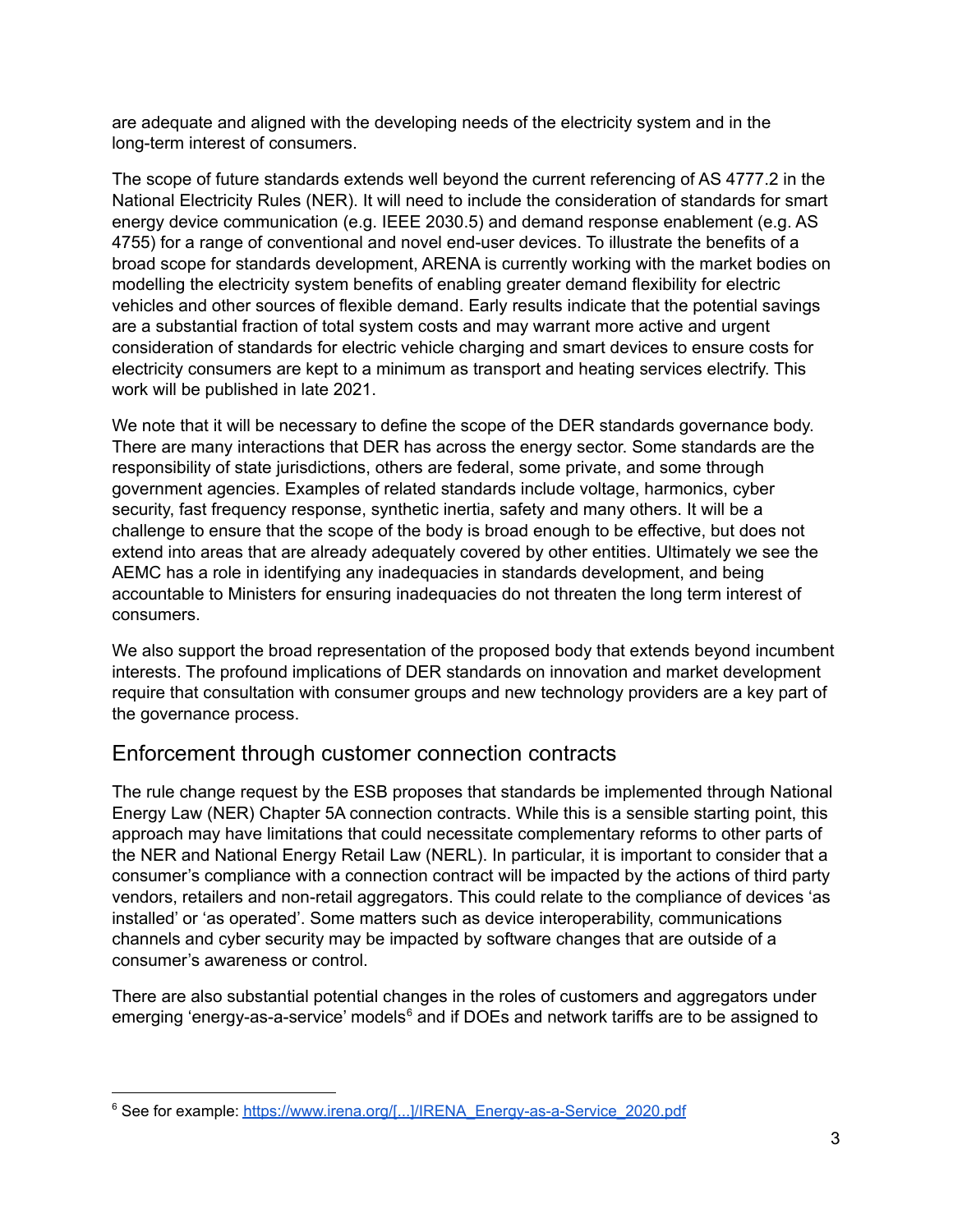are adequate and aligned with the developing needs of the electricity system and in the long-term interest of consumers.

The scope of future standards extends well beyond the current referencing of AS 4777.2 in the National Electricity Rules (NER). It will need to include the consideration of standards for smart energy device communication (e.g. IEEE 2030.5) and demand response enablement (e.g. AS 4755) for a range of conventional and novel end-user devices. To illustrate the benefits of a broad scope for standards development, ARENA is currently working with the market bodies on modelling the electricity system benefits of enabling greater demand flexibility for electric vehicles and other sources of flexible demand. Early results indicate that the potential savings are a substantial fraction of total system costs and may warrant more active and urgent consideration of standards for electric vehicle charging and smart devices to ensure costs for electricity consumers are kept to a minimum as transport and heating services electrify. This work will be published in late 2021.

We note that it will be necessary to define the scope of the DER standards governance body. There are many interactions that DER has across the energy sector. Some standards are the responsibility of state jurisdictions, others are federal, some private, and some through government agencies. Examples of related standards include voltage, harmonics, cyber security, fast frequency response, synthetic inertia, safety and many others. It will be a challenge to ensure that the scope of the body is broad enough to be effective, but does not extend into areas that are already adequately covered by other entities. Ultimately we see the AEMC has a role in identifying any inadequacies in standards development, and being accountable to Ministers for ensuring inadequacies do not threaten the long term interest of consumers.

We also support the broad representation of the proposed body that extends beyond incumbent interests. The profound implications of DER standards on innovation and market development require that consultation with consumer groups and new technology providers are a key part of the governance process.

## Enforcement through customer connection contracts

The rule change request by the ESB proposes that standards be implemented through National Energy Law (NER) Chapter 5A connection contracts. While this is a sensible starting point, this approach may have limitations that could necessitate complementary reforms to other parts of the NER and National Energy Retail Law (NERL). In particular, it is important to consider that a consumer's compliance with a connection contract will be impacted by the actions of third party vendors, retailers and non-retail aggregators. This could relate to the compliance of devices 'as installed' or 'as operated'. Some matters such as device interoperability, communications channels and cyber security may be impacted by software changes that are outside of a consumer's awareness or control.

There are also substantial potential changes in the roles of customers and aggregators under emerging 'energy-as-a-service' models[6] and if DOEs and network tariffs are to be assigned to

[6] See for example: https://www.irena.org/[...]/IRENA_Energy-as-a-Service_2020.pdf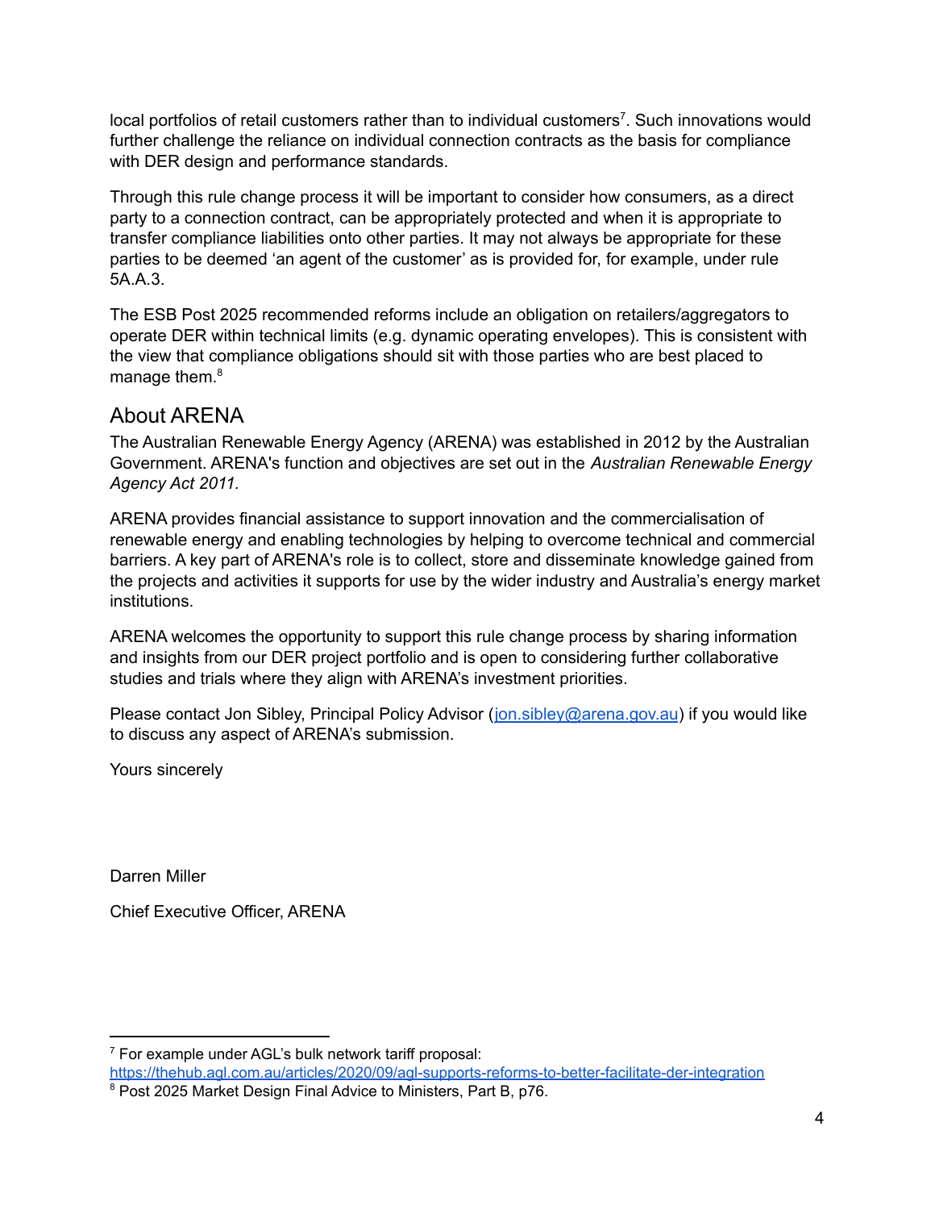local portfolios of retail customers rather than to individual customers[7]. Such innovations would further challenge the reliance on individual connection contracts as the basis for compliance with DER design and performance standards.

Through this rule change process it will be important to consider how consumers, as a direct party to a connection contract, can be appropriately protected and when it is appropriate to transfer compliance liabilities onto other parties. It may not always be appropriate for these parties to be deemed 'an agent of the customer' as is provided for, for example, under rule 5A.A.3.

The ESB Post 2025 recommended reforms include an obligation on retailers/aggregators to operate DER within technical limits (e.g. dynamic operating envelopes). This is consistent with the view that compliance obligations should sit with those parties who are best placed to manage them.[8]

## About ARENA

The Australian Renewable Energy Agency (ARENA) was established in 2012 by the Australian Government. ARENA's function and objectives are set out in the *Australian Renewable Energy Agency Act 2011.*

ARENA provides financial assistance to support innovation and the commercialisation of renewable energy and enabling technologies by helping to overcome technical and commercial barriers. A key part of ARENA's role is to collect, store and disseminate knowledge gained from the projects and activities it supports for use by the wider industry and Australia's energy market institutions.

ARENA welcomes the opportunity to support this rule change process by sharing information and insights from our DER project portfolio and is open to considering further collaborative studies and trials where they align with ARENA's investment priorities.

Please contact Jon Sibley, Principal Policy Advisor (jon.sibley@arena.gov.au) if you would like to discuss any aspect of ARENA's submission.

Yours sincerely

Darren Miller

Chief Executive Officer, ARENA

---

[7] For example under AGL's bulk network tariff proposal: https://thehub.agl.com.au/articles/2020/09/agl-supports-reforms-to-better-facilitate-der-integration

[8] Post 2025 Market Design Final Advice to Ministers, Part B, p76.